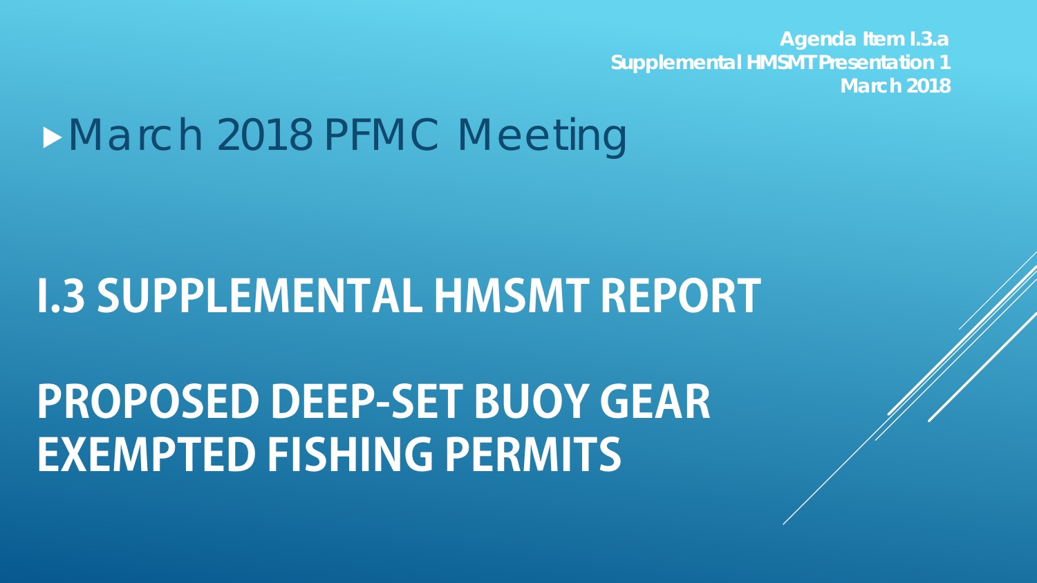Agenda Item I.3.a
Supplemental HMSMT Presentation 1
March 2018

## March 2018 PFMC Meeting

# I.3 SUPPLEMENTAL HMSMT REPORT

# PROPOSED DEEP-SET BUOY GEAR EXEMPTED FISHING PERMITS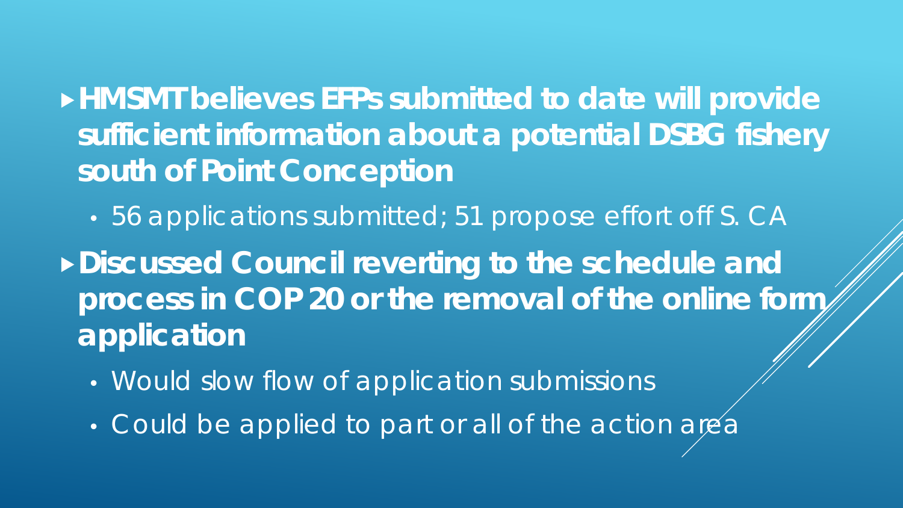- **HMSMT believes EFPs submitted to date will provide sufficient information about a potential DSBG fishery south of Point Conception**
  - 56 applications submitted; 51 propose effort off S. CA
- **Discussed Council reverting to the schedule and process in COP 20 or the removal of the online form application**
  - Would slow flow of application submissions
  - Could be applied to part or all of the action area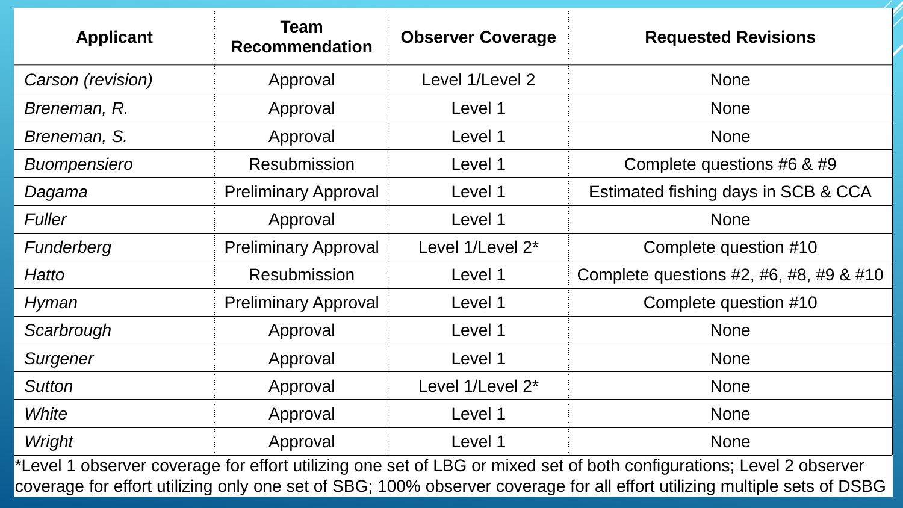| Applicant | Team Recommendation | Observer Coverage | Requested Revisions |
|---|---|---|---|
| *Carson (revision)* | Approval | Level 1/Level 2 | None |
| *Breneman, R.* | Approval | Level 1 | None |
| *Breneman, S.* | Approval | Level 1 | None |
| *Buompensiero* | Resubmission | Level 1 | Complete questions #6 & #9 |
| *Dagama* | Preliminary Approval | Level 1 | Estimated fishing days in SCB & CCA |
| *Fuller* | Approval | Level 1 | None |
| *Funderberg* | Preliminary Approval | Level 1/Level 2* | Complete question #10 |
| *Hatto* | Resubmission | Level 1 | Complete questions #2, #6, #8, #9 & #10 |
| *Hyman* | Preliminary Approval | Level 1 | Complete question #10 |
| *Scarbrough* | Approval | Level 1 | None |
| *Surgener* | Approval | Level 1 | None |
| *Sutton* | Approval | Level 1/Level 2* | None |
| *White* | Approval | Level 1 | None |
| *Wright* | Approval | Level 1 | None |

*Level 1 observer coverage for effort utilizing one set of LBG or mixed set of both configurations; Level 2 observer coverage for effort utilizing only one set of SBG; 100% observer coverage for all effort utilizing multiple sets of DSBG